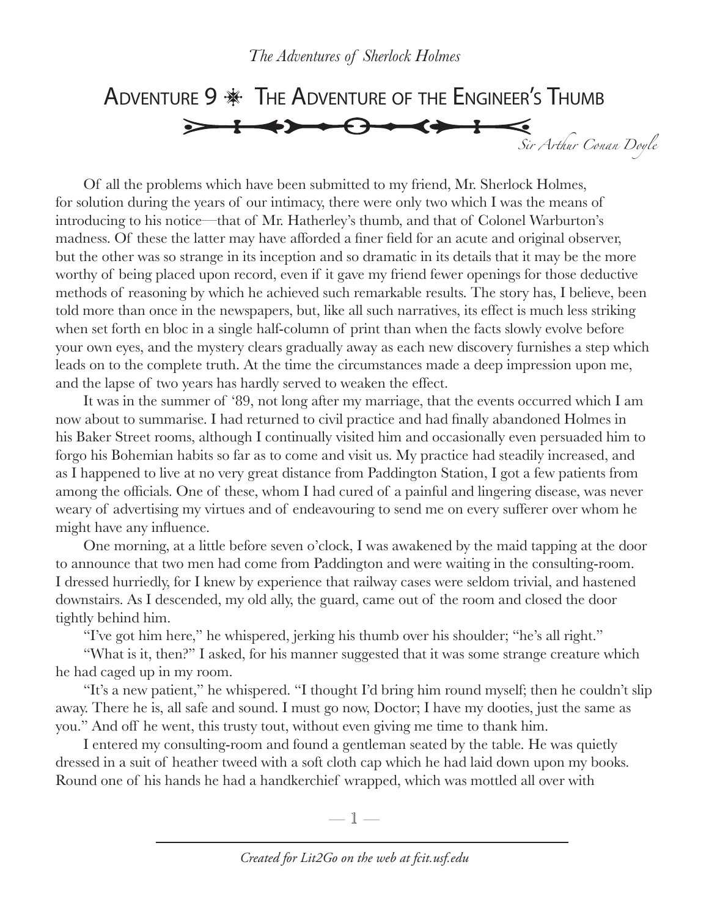# Adventure 9 ❋ The Adventure of the Engineer's Thumb

*Sir Arthur Conan Doyle*

Of all the problems which have been submitted to my friend, Mr. Sherlock Holmes, for solution during the years of our intimacy, there were only two which I was the means of introducing to his notice—that of Mr. Hatherley's thumb, and that of Colonel Warburton's madness. Of these the latter may have afforded a finer field for an acute and original observer, but the other was so strange in its inception and so dramatic in its details that it may be the more worthy of being placed upon record, even if it gave my friend fewer openings for those deductive methods of reasoning by which he achieved such remarkable results. The story has, I believe, been told more than once in the newspapers, but, like all such narratives, its effect is much less striking when set forth en bloc in a single half-column of print than when the facts slowly evolve before your own eyes, and the mystery clears gradually away as each new discovery furnishes a step which leads on to the complete truth. At the time the circumstances made a deep impression upon me, and the lapse of two years has hardly served to weaken the effect.

It was in the summer of '89, not long after my marriage, that the events occurred which I am now about to summarise. I had returned to civil practice and had finally abandoned Holmes in his Baker Street rooms, although I continually visited him and occasionally even persuaded him to forgo his Bohemian habits so far as to come and visit us. My practice had steadily increased, and as I happened to live at no very great distance from Paddington Station, I got a few patients from among the officials. One of these, whom I had cured of a painful and lingering disease, was never weary of advertising my virtues and of endeavouring to send me on every sufferer over whom he might have any influence.

One morning, at a little before seven o'clock, I was awakened by the maid tapping at the door to announce that two men had come from Paddington and were waiting in the consulting-room. I dressed hurriedly, for I knew by experience that railway cases were seldom trivial, and hastened downstairs. As I descended, my old ally, the guard, came out of the room and closed the door tightly behind him.

"I've got him here," he whispered, jerking his thumb over his shoulder; "he's all right."

"What is it, then?" I asked, for his manner suggested that it was some strange creature which he had caged up in my room.

"It's a new patient," he whispered. "I thought I'd bring him round myself; then he couldn't slip away. There he is, all safe and sound. I must go now, Doctor; I have my dooties, just the same as you." And off he went, this trusty tout, without even giving me time to thank him.

I entered my consulting-room and found a gentleman seated by the table. He was quietly dressed in a suit of heather tweed with a soft cloth cap which he had laid down upon my books. Round one of his hands he had a handkerchief wrapped, which was mottled all over with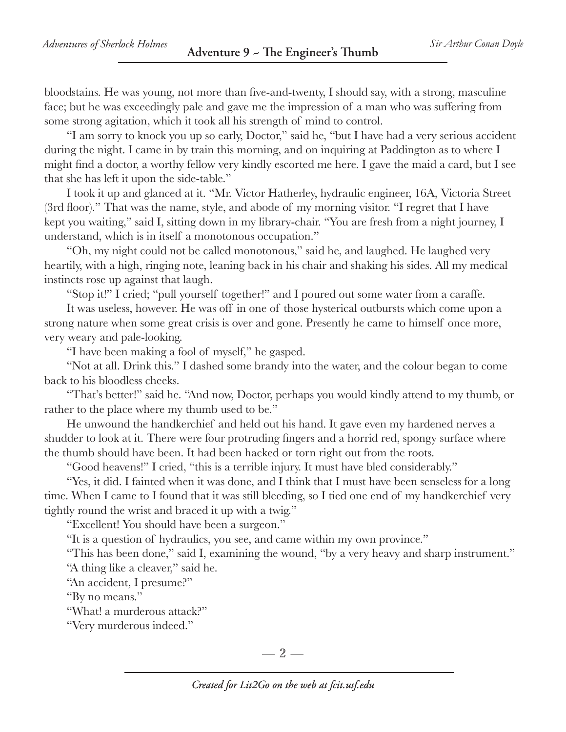bloodstains. He was young, not more than five-and-twenty, I should say, with a strong, masculine face; but he was exceedingly pale and gave me the impression of a man who was suffering from some strong agitation, which it took all his strength of mind to control.

"I am sorry to knock you up so early, Doctor," said he, "but I have had a very serious accident during the night. I came in by train this morning, and on inquiring at Paddington as to where I might find a doctor, a worthy fellow very kindly escorted me here. I gave the maid a card, but I see that she has left it upon the side-table."

I took it up and glanced at it. "Mr. Victor Hatherley, hydraulic engineer, 16A, Victoria Street (3rd floor)." That was the name, style, and abode of my morning visitor. "I regret that I have kept you waiting," said I, sitting down in my library-chair. "You are fresh from a night journey, I understand, which is in itself a monotonous occupation."

"Oh, my night could not be called monotonous," said he, and laughed. He laughed very heartily, with a high, ringing note, leaning back in his chair and shaking his sides. All my medical instincts rose up against that laugh.

"Stop it!" I cried; "pull yourself together!" and I poured out some water from a caraffe.

It was useless, however. He was off in one of those hysterical outbursts which come upon a strong nature when some great crisis is over and gone. Presently he came to himself once more, very weary and pale-looking.

"I have been making a fool of myself," he gasped.

"Not at all. Drink this." I dashed some brandy into the water, and the colour began to come back to his bloodless cheeks.

"That's better!" said he. "And now, Doctor, perhaps you would kindly attend to my thumb, or rather to the place where my thumb used to be."

He unwound the handkerchief and held out his hand. It gave even my hardened nerves a shudder to look at it. There were four protruding fingers and a horrid red, spongy surface where the thumb should have been. It had been hacked or torn right out from the roots.

"Good heavens!" I cried, "this is a terrible injury. It must have bled considerably."

"Yes, it did. I fainted when it was done, and I think that I must have been senseless for a long time. When I came to I found that it was still bleeding, so I tied one end of my handkerchief very tightly round the wrist and braced it up with a twig."

"Excellent! You should have been a surgeon."

"It is a question of hydraulics, you see, and came within my own province."

"This has been done," said I, examining the wound, "by a very heavy and sharp instrument."

"A thing like a cleaver," said he.

"An accident, I presume?"

"By no means."

"What! a murderous attack?"

"Very murderous indeed."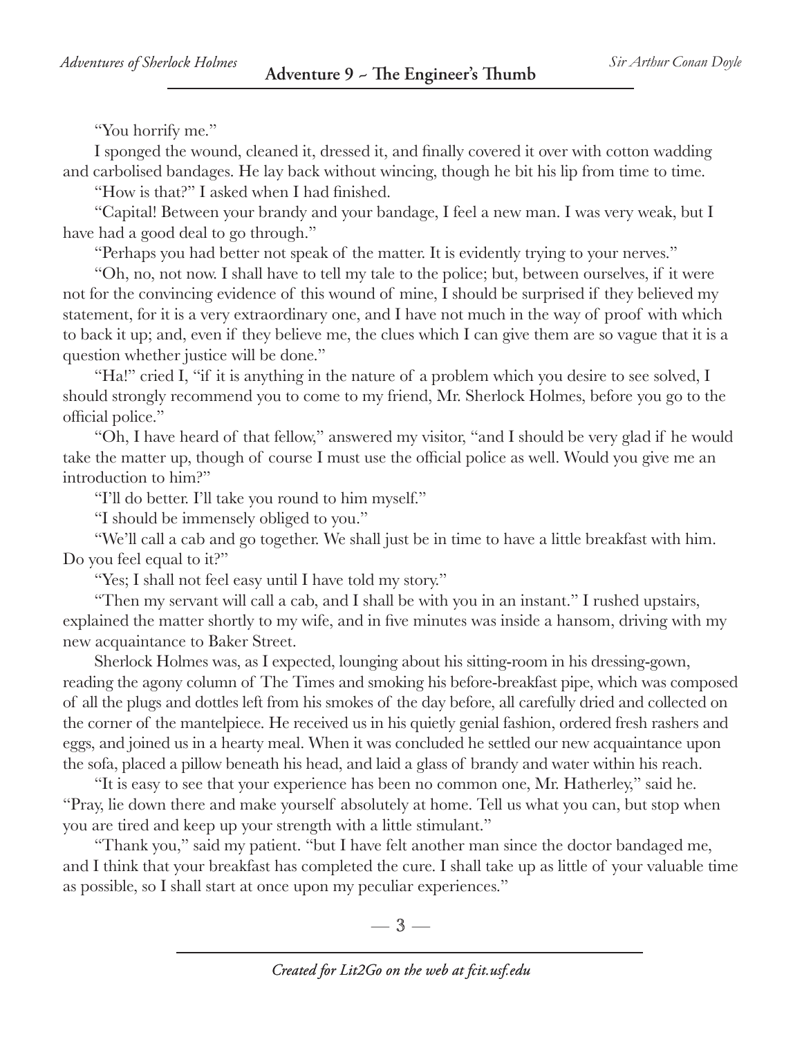"You horrify me."

I sponged the wound, cleaned it, dressed it, and finally covered it over with cotton wadding and carbolised bandages. He lay back without wincing, though he bit his lip from time to time.

"How is that?" I asked when I had finished.

"Capital! Between your brandy and your bandage, I feel a new man. I was very weak, but I have had a good deal to go through."

"Perhaps you had better not speak of the matter. It is evidently trying to your nerves."

"Oh, no, not now. I shall have to tell my tale to the police; but, between ourselves, if it were not for the convincing evidence of this wound of mine, I should be surprised if they believed my statement, for it is a very extraordinary one, and I have not much in the way of proof with which to back it up; and, even if they believe me, the clues which I can give them are so vague that it is a question whether justice will be done."

"Ha!" cried I, "if it is anything in the nature of a problem which you desire to see solved, I should strongly recommend you to come to my friend, Mr. Sherlock Holmes, before you go to the official police."

"Oh, I have heard of that fellow," answered my visitor, "and I should be very glad if he would take the matter up, though of course I must use the official police as well. Would you give me an introduction to him?"

"I'll do better. I'll take you round to him myself."

"I should be immensely obliged to you."

"We'll call a cab and go together. We shall just be in time to have a little breakfast with him. Do you feel equal to it?"

"Yes; I shall not feel easy until I have told my story."

"Then my servant will call a cab, and I shall be with you in an instant." I rushed upstairs, explained the matter shortly to my wife, and in five minutes was inside a hansom, driving with my new acquaintance to Baker Street.

Sherlock Holmes was, as I expected, lounging about his sitting-room in his dressing-gown, reading the agony column of The Times and smoking his before-breakfast pipe, which was composed of all the plugs and dottles left from his smokes of the day before, all carefully dried and collected on the corner of the mantelpiece. He received us in his quietly genial fashion, ordered fresh rashers and eggs, and joined us in a hearty meal. When it was concluded he settled our new acquaintance upon the sofa, placed a pillow beneath his head, and laid a glass of brandy and water within his reach.

"It is easy to see that your experience has been no common one, Mr. Hatherley," said he. "Pray, lie down there and make yourself absolutely at home. Tell us what you can, but stop when you are tired and keep up your strength with a little stimulant."

"Thank you," said my patient. "but I have felt another man since the doctor bandaged me, and I think that your breakfast has completed the cure. I shall take up as little of your valuable time as possible, so I shall start at once upon my peculiar experiences."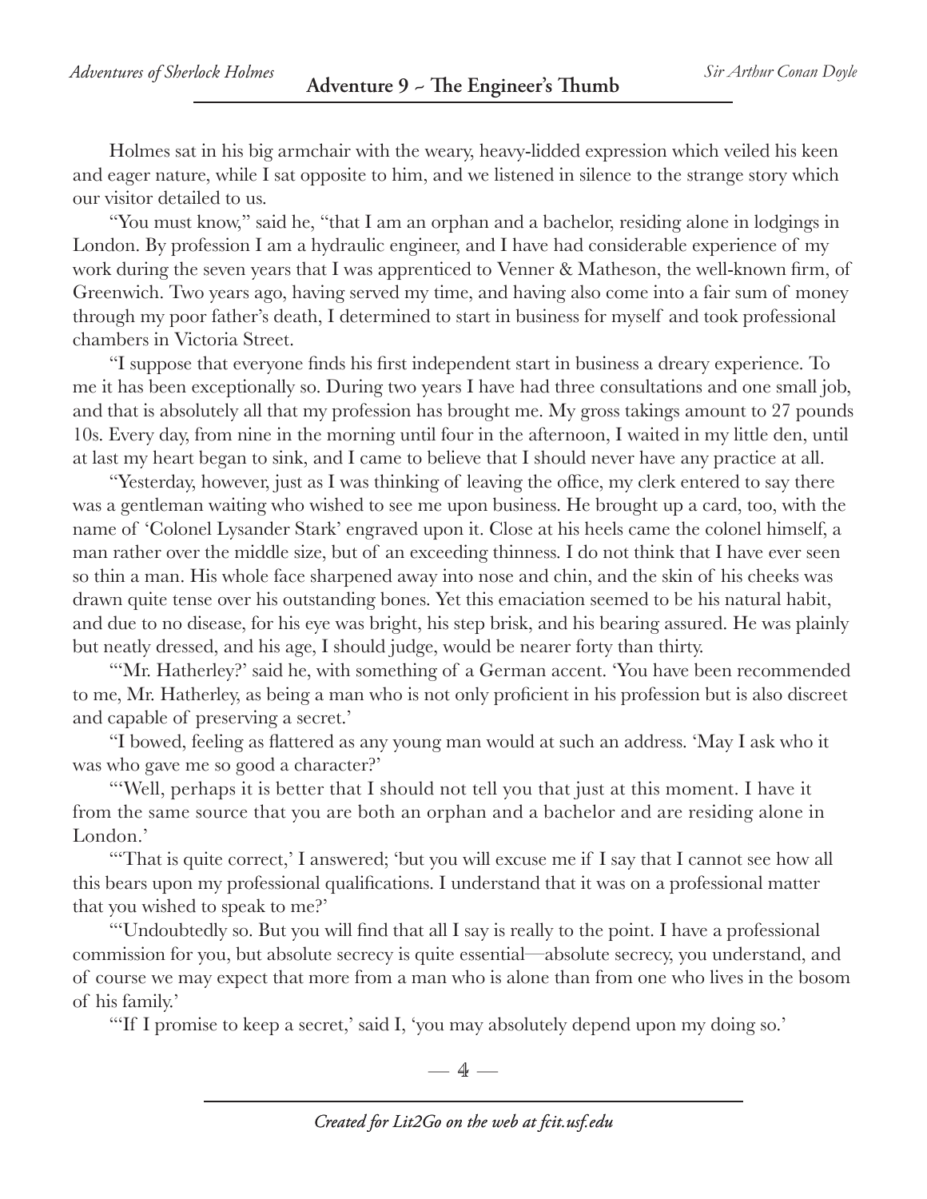Holmes sat in his big armchair with the weary, heavy-lidded expression which veiled his keen and eager nature, while I sat opposite to him, and we listened in silence to the strange story which our visitor detailed to us.

"You must know," said he, "that I am an orphan and a bachelor, residing alone in lodgings in London. By profession I am a hydraulic engineer, and I have had considerable experience of my work during the seven years that I was apprenticed to Venner & Matheson, the well-known firm, of Greenwich. Two years ago, having served my time, and having also come into a fair sum of money through my poor father's death, I determined to start in business for myself and took professional chambers in Victoria Street.

"I suppose that everyone finds his first independent start in business a dreary experience. To me it has been exceptionally so. During two years I have had three consultations and one small job, and that is absolutely all that my profession has brought me. My gross takings amount to 27 pounds 10s. Every day, from nine in the morning until four in the afternoon, I waited in my little den, until at last my heart began to sink, and I came to believe that I should never have any practice at all.

"Yesterday, however, just as I was thinking of leaving the office, my clerk entered to say there was a gentleman waiting who wished to see me upon business. He brought up a card, too, with the name of 'Colonel Lysander Stark' engraved upon it. Close at his heels came the colonel himself, a man rather over the middle size, but of an exceeding thinness. I do not think that I have ever seen so thin a man. His whole face sharpened away into nose and chin, and the skin of his cheeks was drawn quite tense over his outstanding bones. Yet this emaciation seemed to be his natural habit, and due to no disease, for his eye was bright, his step brisk, and his bearing assured. He was plainly but neatly dressed, and his age, I should judge, would be nearer forty than thirty.

"'Mr. Hatherley?' said he, with something of a German accent. 'You have been recommended to me, Mr. Hatherley, as being a man who is not only proficient in his profession but is also discreet and capable of preserving a secret.'

"I bowed, feeling as flattered as any young man would at such an address. 'May I ask who it was who gave me so good a character?'

"'Well, perhaps it is better that I should not tell you that just at this moment. I have it from the same source that you are both an orphan and a bachelor and are residing alone in London.'

"'That is quite correct,' I answered; 'but you will excuse me if I say that I cannot see how all this bears upon my professional qualifications. I understand that it was on a professional matter that you wished to speak to me?'

"'Undoubtedly so. But you will find that all I say is really to the point. I have a professional commission for you, but absolute secrecy is quite essential—absolute secrecy, you understand, and of course we may expect that more from a man who is alone than from one who lives in the bosom of his family.'

"'If I promise to keep a secret,' said I, 'you may absolutely depend upon my doing so.'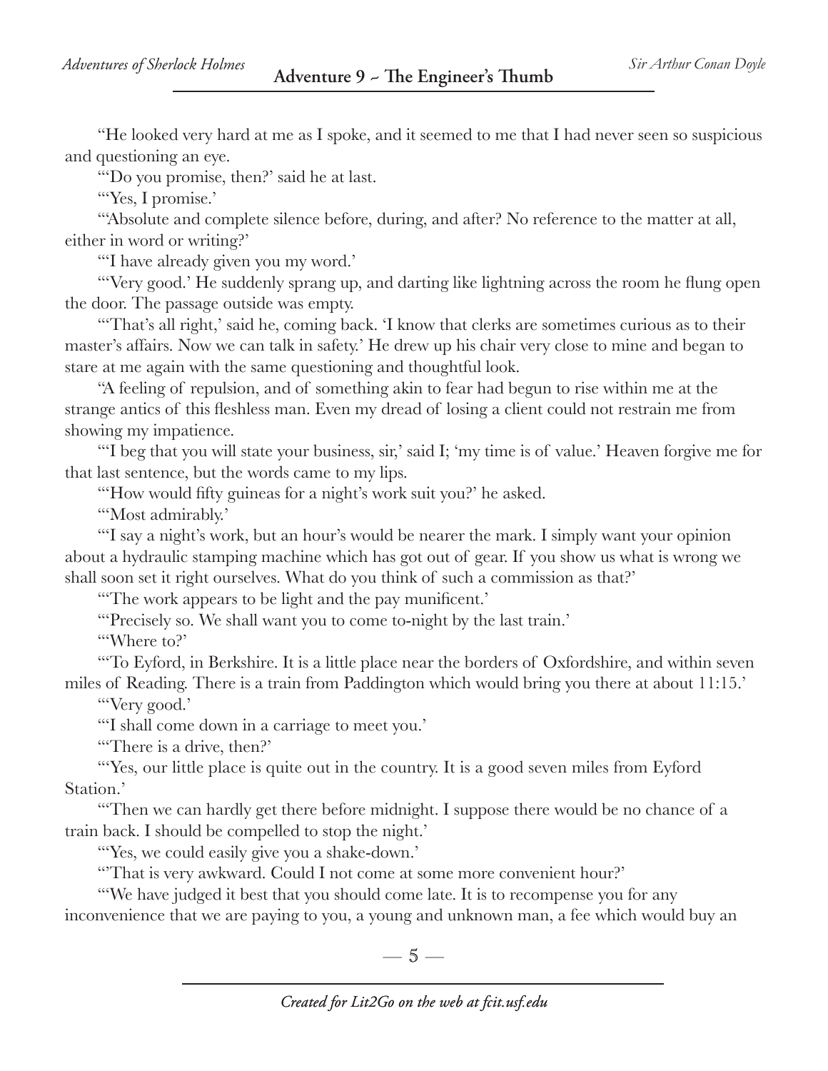"He looked very hard at me as I spoke, and it seemed to me that I had never seen so suspicious and questioning an eye.

"'Do you promise, then?' said he at last.

"'Yes, I promise.'

"'Absolute and complete silence before, during, and after? No reference to the matter at all, either in word or writing?'

"'I have already given you my word.'

"'Very good.' He suddenly sprang up, and darting like lightning across the room he flung open the door. The passage outside was empty.

"'That's all right,' said he, coming back. 'I know that clerks are sometimes curious as to their master's affairs. Now we can talk in safety.' He drew up his chair very close to mine and began to stare at me again with the same questioning and thoughtful look.

"A feeling of repulsion, and of something akin to fear had begun to rise within me at the strange antics of this fleshless man. Even my dread of losing a client could not restrain me from showing my impatience.

"'I beg that you will state your business, sir,' said I; 'my time is of value.' Heaven forgive me for that last sentence, but the words came to my lips.

"'How would fifty guineas for a night's work suit you?' he asked.

"'Most admirably.'

"'I say a night's work, but an hour's would be nearer the mark. I simply want your opinion about a hydraulic stamping machine which has got out of gear. If you show us what is wrong we shall soon set it right ourselves. What do you think of such a commission as that?'

"'The work appears to be light and the pay munificent.'

"'Precisely so. We shall want you to come to-night by the last train.'

"'Where to?'

"'To Eyford, in Berkshire. It is a little place near the borders of Oxfordshire, and within seven miles of Reading. There is a train from Paddington which would bring you there at about 11:15.'

"'Very good.'

"'I shall come down in a carriage to meet you.'

"'There is a drive, then?'

"'Yes, our little place is quite out in the country. It is a good seven miles from Eyford Station.'

"'Then we can hardly get there before midnight. I suppose there would be no chance of a train back. I should be compelled to stop the night.'

"'Yes, we could easily give you a shake-down.'

"'That is very awkward. Could I not come at some more convenient hour?'

"'We have judged it best that you should come late. It is to recompense you for any inconvenience that we are paying to you, a young and unknown man, a fee which would buy an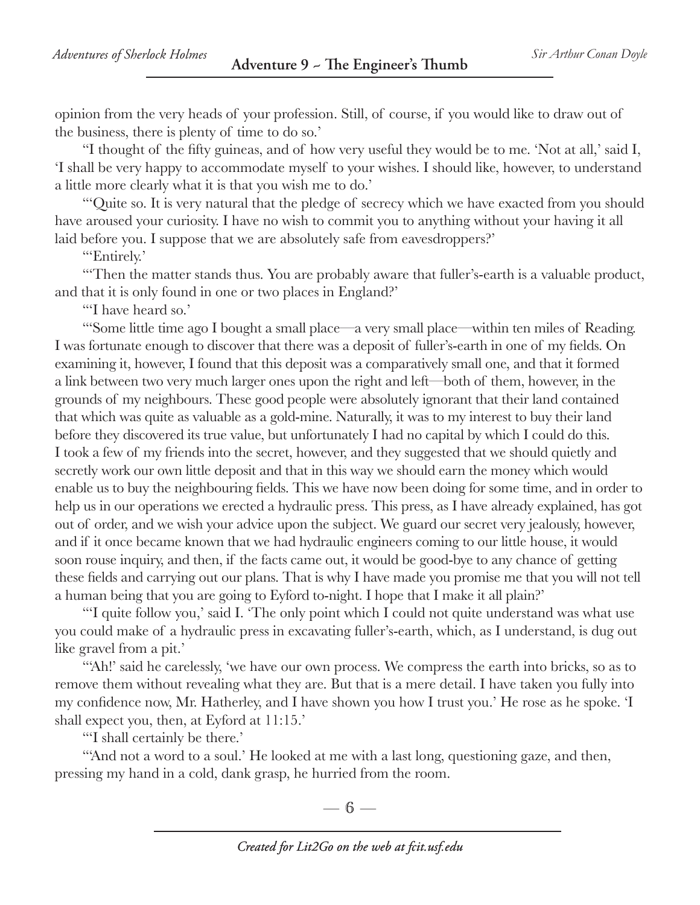opinion from the very heads of your profession. Still, of course, if you would like to draw out of the business, there is plenty of time to do so.'

"I thought of the fifty guineas, and of how very useful they would be to me. 'Not at all,' said I, 'I shall be very happy to accommodate myself to your wishes. I should like, however, to understand a little more clearly what it is that you wish me to do.'

"'Quite so. It is very natural that the pledge of secrecy which we have exacted from you should have aroused your curiosity. I have no wish to commit you to anything without your having it all laid before you. I suppose that we are absolutely safe from eavesdroppers?'

"'Entirely.'

"'Then the matter stands thus. You are probably aware that fuller's-earth is a valuable product, and that it is only found in one or two places in England?'

"'I have heard so.'

"'Some little time ago I bought a small place—a very small place—within ten miles of Reading. I was fortunate enough to discover that there was a deposit of fuller's-earth in one of my fields. On examining it, however, I found that this deposit was a comparatively small one, and that it formed a link between two very much larger ones upon the right and left—both of them, however, in the grounds of my neighbours. These good people were absolutely ignorant that their land contained that which was quite as valuable as a gold-mine. Naturally, it was to my interest to buy their land before they discovered its true value, but unfortunately I had no capital by which I could do this. I took a few of my friends into the secret, however, and they suggested that we should quietly and secretly work our own little deposit and that in this way we should earn the money which would enable us to buy the neighbouring fields. This we have now been doing for some time, and in order to help us in our operations we erected a hydraulic press. This press, as I have already explained, has got out of order, and we wish your advice upon the subject. We guard our secret very jealously, however, and if it once became known that we had hydraulic engineers coming to our little house, it would soon rouse inquiry, and then, if the facts came out, it would be good-bye to any chance of getting these fields and carrying out our plans. That is why I have made you promise me that you will not tell a human being that you are going to Eyford to-night. I hope that I make it all plain?'

"'I quite follow you,' said I. 'The only point which I could not quite understand was what use you could make of a hydraulic press in excavating fuller's-earth, which, as I understand, is dug out like gravel from a pit.'

"'Ah!' said he carelessly, 'we have our own process. We compress the earth into bricks, so as to remove them without revealing what they are. But that is a mere detail. I have taken you fully into my confidence now, Mr. Hatherley, and I have shown you how I trust you.' He rose as he spoke. 'I shall expect you, then, at Eyford at 11:15.'

"'I shall certainly be there.'

"'And not a word to a soul.' He looked at me with a last long, questioning gaze, and then, pressing my hand in a cold, dank grasp, he hurried from the room.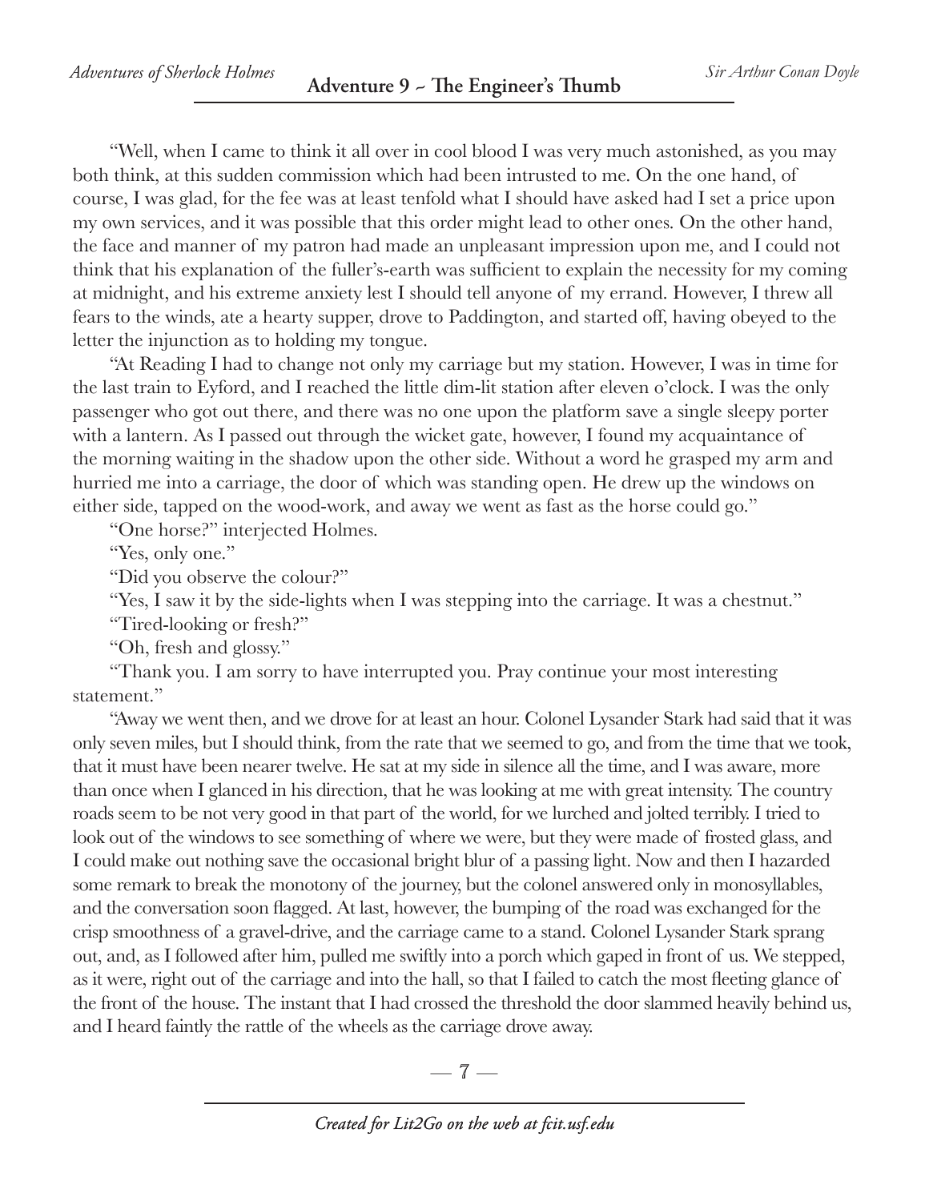"Well, when I came to think it all over in cool blood I was very much astonished, as you may both think, at this sudden commission which had been intrusted to me. On the one hand, of course, I was glad, for the fee was at least tenfold what I should have asked had I set a price upon my own services, and it was possible that this order might lead to other ones. On the other hand, the face and manner of my patron had made an unpleasant impression upon me, and I could not think that his explanation of the fuller's-earth was sufficient to explain the necessity for my coming at midnight, and his extreme anxiety lest I should tell anyone of my errand. However, I threw all fears to the winds, ate a hearty supper, drove to Paddington, and started off, having obeyed to the letter the injunction as to holding my tongue.

"At Reading I had to change not only my carriage but my station. However, I was in time for the last train to Eyford, and I reached the little dim-lit station after eleven o'clock. I was the only passenger who got out there, and there was no one upon the platform save a single sleepy porter with a lantern. As I passed out through the wicket gate, however, I found my acquaintance of the morning waiting in the shadow upon the other side. Without a word he grasped my arm and hurried me into a carriage, the door of which was standing open. He drew up the windows on either side, tapped on the wood-work, and away we went as fast as the horse could go."

"One horse?" interjected Holmes.

"Yes, only one."

"Did you observe the colour?"

"Yes, I saw it by the side-lights when I was stepping into the carriage. It was a chestnut."

"Tired-looking or fresh?"

"Oh, fresh and glossy."

"Thank you. I am sorry to have interrupted you. Pray continue your most interesting statement."

"Away we went then, and we drove for at least an hour. Colonel Lysander Stark had said that it was only seven miles, but I should think, from the rate that we seemed to go, and from the time that we took, that it must have been nearer twelve. He sat at my side in silence all the time, and I was aware, more than once when I glanced in his direction, that he was looking at me with great intensity. The country roads seem to be not very good in that part of the world, for we lurched and jolted terribly. I tried to look out of the windows to see something of where we were, but they were made of frosted glass, and I could make out nothing save the occasional bright blur of a passing light. Now and then I hazarded some remark to break the monotony of the journey, but the colonel answered only in monosyllables, and the conversation soon flagged. At last, however, the bumping of the road was exchanged for the crisp smoothness of a gravel-drive, and the carriage came to a stand. Colonel Lysander Stark sprang out, and, as I followed after him, pulled me swiftly into a porch which gaped in front of us. We stepped, as it were, right out of the carriage and into the hall, so that I failed to catch the most fleeting glance of the front of the house. The instant that I had crossed the threshold the door slammed heavily behind us, and I heard faintly the rattle of the wheels as the carriage drove away.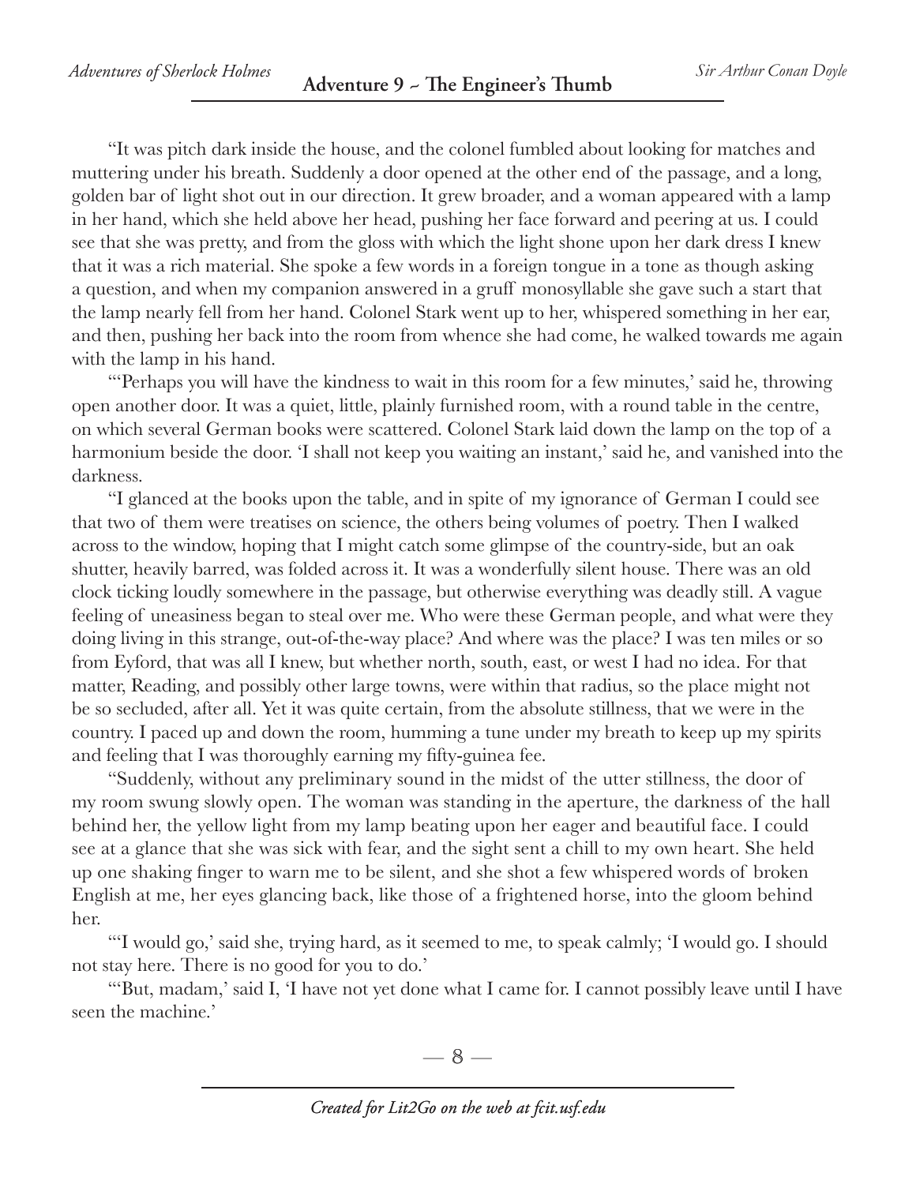"It was pitch dark inside the house, and the colonel fumbled about looking for matches and muttering under his breath. Suddenly a door opened at the other end of the passage, and a long, golden bar of light shot out in our direction. It grew broader, and a woman appeared with a lamp in her hand, which she held above her head, pushing her face forward and peering at us. I could see that she was pretty, and from the gloss with which the light shone upon her dark dress I knew that it was a rich material. She spoke a few words in a foreign tongue in a tone as though asking a question, and when my companion answered in a gruff monosyllable she gave such a start that the lamp nearly fell from her hand. Colonel Stark went up to her, whispered something in her ear, and then, pushing her back into the room from whence she had come, he walked towards me again with the lamp in his hand.

"'Perhaps you will have the kindness to wait in this room for a few minutes,' said he, throwing open another door. It was a quiet, little, plainly furnished room, with a round table in the centre, on which several German books were scattered. Colonel Stark laid down the lamp on the top of a harmonium beside the door. 'I shall not keep you waiting an instant,' said he, and vanished into the darkness.

"I glanced at the books upon the table, and in spite of my ignorance of German I could see that two of them were treatises on science, the others being volumes of poetry. Then I walked across to the window, hoping that I might catch some glimpse of the country-side, but an oak shutter, heavily barred, was folded across it. It was a wonderfully silent house. There was an old clock ticking loudly somewhere in the passage, but otherwise everything was deadly still. A vague feeling of uneasiness began to steal over me. Who were these German people, and what were they doing living in this strange, out-of-the-way place? And where was the place? I was ten miles or so from Eyford, that was all I knew, but whether north, south, east, or west I had no idea. For that matter, Reading, and possibly other large towns, were within that radius, so the place might not be so secluded, after all. Yet it was quite certain, from the absolute stillness, that we were in the country. I paced up and down the room, humming a tune under my breath to keep up my spirits and feeling that I was thoroughly earning my fifty-guinea fee.

"Suddenly, without any preliminary sound in the midst of the utter stillness, the door of my room swung slowly open. The woman was standing in the aperture, the darkness of the hall behind her, the yellow light from my lamp beating upon her eager and beautiful face. I could see at a glance that she was sick with fear, and the sight sent a chill to my own heart. She held up one shaking finger to warn me to be silent, and she shot a few whispered words of broken English at me, her eyes glancing back, like those of a frightened horse, into the gloom behind her.

"'I would go,' said she, trying hard, as it seemed to me, to speak calmly; 'I would go. I should not stay here. There is no good for you to do.'

"'But, madam,' said I, 'I have not yet done what I came for. I cannot possibly leave until I have seen the machine.'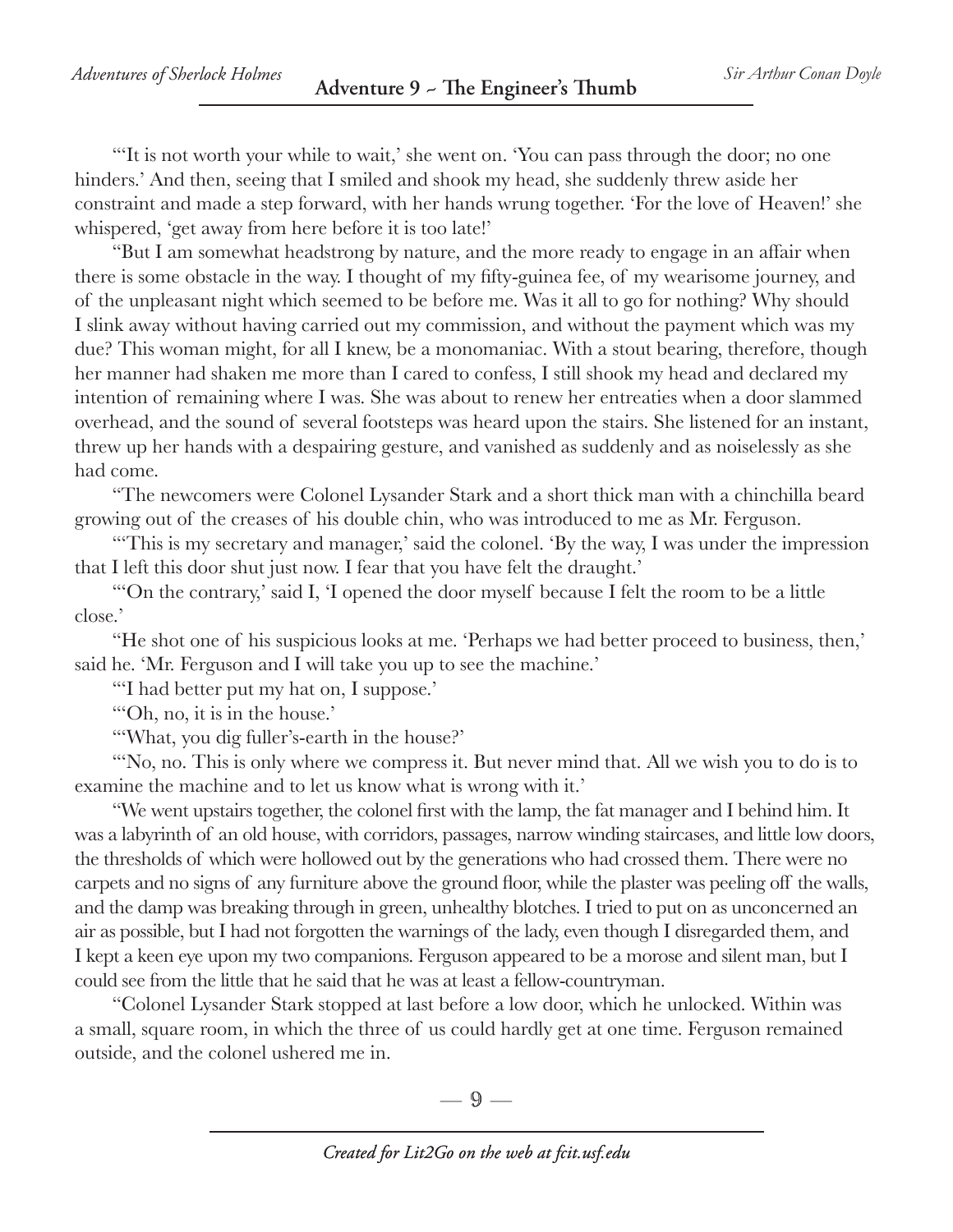"'It is not worth your while to wait,' she went on. 'You can pass through the door; no one hinders.' And then, seeing that I smiled and shook my head, she suddenly threw aside her constraint and made a step forward, with her hands wrung together. 'For the love of Heaven!' she whispered, 'get away from here before it is too late!'

"But I am somewhat headstrong by nature, and the more ready to engage in an affair when there is some obstacle in the way. I thought of my fifty-guinea fee, of my wearisome journey, and of the unpleasant night which seemed to be before me. Was it all to go for nothing? Why should I slink away without having carried out my commission, and without the payment which was my due? This woman might, for all I knew, be a monomaniac. With a stout bearing, therefore, though her manner had shaken me more than I cared to confess, I still shook my head and declared my intention of remaining where I was. She was about to renew her entreaties when a door slammed overhead, and the sound of several footsteps was heard upon the stairs. She listened for an instant, threw up her hands with a despairing gesture, and vanished as suddenly and as noiselessly as she had come.

"The newcomers were Colonel Lysander Stark and a short thick man with a chinchilla beard growing out of the creases of his double chin, who was introduced to me as Mr. Ferguson.

"'This is my secretary and manager,' said the colonel. 'By the way, I was under the impression that I left this door shut just now. I fear that you have felt the draught.'

"'On the contrary,' said I, 'I opened the door myself because I felt the room to be a little close.'

"He shot one of his suspicious looks at me. 'Perhaps we had better proceed to business, then,' said he. 'Mr. Ferguson and I will take you up to see the machine.'

"'I had better put my hat on, I suppose.'

"'Oh, no, it is in the house.'

"'What, you dig fuller's-earth in the house?'

"'No, no. This is only where we compress it. But never mind that. All we wish you to do is to examine the machine and to let us know what is wrong with it.'

"We went upstairs together, the colonel first with the lamp, the fat manager and I behind him. It was a labyrinth of an old house, with corridors, passages, narrow winding staircases, and little low doors, the thresholds of which were hollowed out by the generations who had crossed them. There were no carpets and no signs of any furniture above the ground floor, while the plaster was peeling off the walls, and the damp was breaking through in green, unhealthy blotches. I tried to put on as unconcerned an air as possible, but I had not forgotten the warnings of the lady, even though I disregarded them, and I kept a keen eye upon my two companions. Ferguson appeared to be a morose and silent man, but I could see from the little that he said that he was at least a fellow-countryman.

"Colonel Lysander Stark stopped at last before a low door, which he unlocked. Within was a small, square room, in which the three of us could hardly get at one time. Ferguson remained outside, and the colonel ushered me in.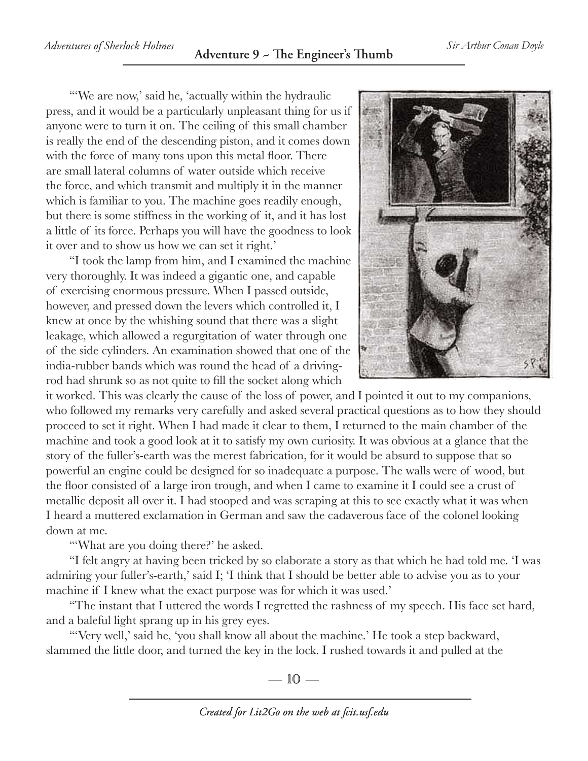"'We are now,' said he, 'actually within the hydraulic press, and it would be a particularly unpleasant thing for us if anyone were to turn it on. The ceiling of this small chamber is really the end of the descending piston, and it comes down with the force of many tons upon this metal floor. There are small lateral columns of water outside which receive the force, and which transmit and multiply it in the manner which is familiar to you. The machine goes readily enough, but there is some stiffness in the working of it, and it has lost a little of its force. Perhaps you will have the goodness to look it over and to show us how we can set it right.'

"I took the lamp from him, and I examined the machine very thoroughly. It was indeed a gigantic one, and capable of exercising enormous pressure. When I passed outside, however, and pressed down the levers which controlled it, I knew at once by the whishing sound that there was a slight leakage, which allowed a regurgitation of water through one of the side cylinders. An examination showed that one of the india-rubber bands which was round the head of a driving-rod had shrunk so as not quite to fill the socket along which it worked. This was clearly the cause of the loss of power, and I pointed it out to my companions, who followed my remarks very carefully and asked several practical questions as to how they should proceed to set it right. When I had made it clear to them, I returned to the main chamber of the machine and took a good look at it to satisfy my own curiosity. It was obvious at a glance that the story of the fuller's-earth was the merest fabrication, for it would be absurd to suppose that so powerful an engine could be designed for so inadequate a purpose. The walls were of wood, but the floor consisted of a large iron trough, and when I came to examine it I could see a crust of metallic deposit all over it. I had stooped and was scraping at this to see exactly what it was when I heard a muttered exclamation in German and saw the cadaverous face of the colonel looking down at me.

"'What are you doing there?' he asked.

"I felt angry at having been tricked by so elaborate a story as that which he had told me. 'I was admiring your fuller's-earth,' said I; 'I think that I should be better able to advise you as to your machine if I knew what the exact purpose was for which it was used.'

"The instant that I uttered the words I regretted the rashness of my speech. His face set hard, and a baleful light sprang up in his grey eyes.

"'Very well,' said he, 'you shall know all about the machine.' He took a step backward, slammed the little door, and turned the key in the lock. I rushed towards it and pulled at the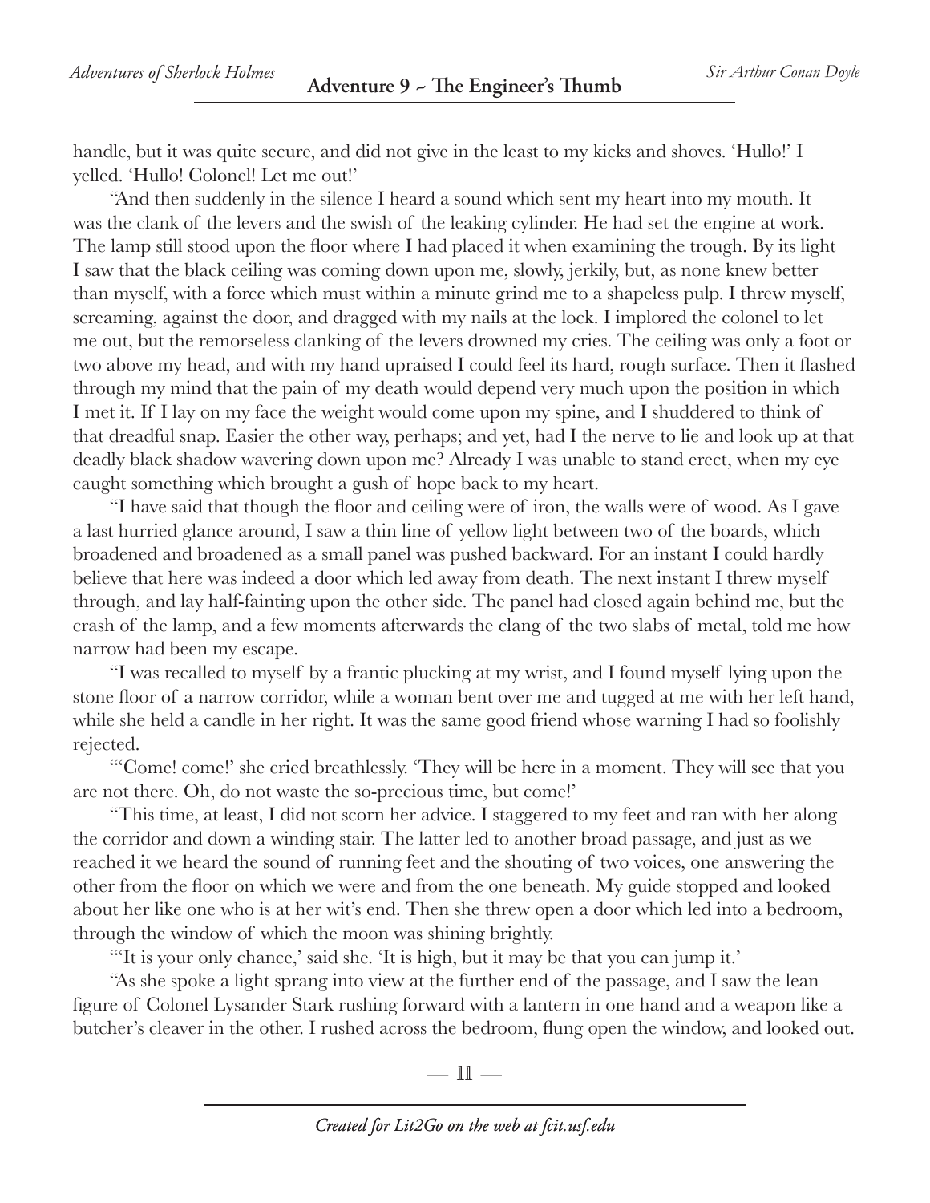handle, but it was quite secure, and did not give in the least to my kicks and shoves. 'Hullo!' I yelled. 'Hullo! Colonel! Let me out!'

"And then suddenly in the silence I heard a sound which sent my heart into my mouth. It was the clank of the levers and the swish of the leaking cylinder. He had set the engine at work. The lamp still stood upon the floor where I had placed it when examining the trough. By its light I saw that the black ceiling was coming down upon me, slowly, jerkily, but, as none knew better than myself, with a force which must within a minute grind me to a shapeless pulp. I threw myself, screaming, against the door, and dragged with my nails at the lock. I implored the colonel to let me out, but the remorseless clanking of the levers drowned my cries. The ceiling was only a foot or two above my head, and with my hand upraised I could feel its hard, rough surface. Then it flashed through my mind that the pain of my death would depend very much upon the position in which I met it. If I lay on my face the weight would come upon my spine, and I shuddered to think of that dreadful snap. Easier the other way, perhaps; and yet, had I the nerve to lie and look up at that deadly black shadow wavering down upon me? Already I was unable to stand erect, when my eye caught something which brought a gush of hope back to my heart.

"I have said that though the floor and ceiling were of iron, the walls were of wood. As I gave a last hurried glance around, I saw a thin line of yellow light between two of the boards, which broadened and broadened as a small panel was pushed backward. For an instant I could hardly believe that here was indeed a door which led away from death. The next instant I threw myself through, and lay half-fainting upon the other side. The panel had closed again behind me, but the crash of the lamp, and a few moments afterwards the clang of the two slabs of metal, told me how narrow had been my escape.

"I was recalled to myself by a frantic plucking at my wrist, and I found myself lying upon the stone floor of a narrow corridor, while a woman bent over me and tugged at me with her left hand, while she held a candle in her right. It was the same good friend whose warning I had so foolishly rejected.

"'Come! come!' she cried breathlessly. 'They will be here in a moment. They will see that you are not there. Oh, do not waste the so-precious time, but come!'

"This time, at least, I did not scorn her advice. I staggered to my feet and ran with her along the corridor and down a winding stair. The latter led to another broad passage, and just as we reached it we heard the sound of running feet and the shouting of two voices, one answering the other from the floor on which we were and from the one beneath. My guide stopped and looked about her like one who is at her wit's end. Then she threw open a door which led into a bedroom, through the window of which the moon was shining brightly.

"'It is your only chance,' said she. 'It is high, but it may be that you can jump it.'

"As she spoke a light sprang into view at the further end of the passage, and I saw the lean figure of Colonel Lysander Stark rushing forward with a lantern in one hand and a weapon like a butcher's cleaver in the other. I rushed across the bedroom, flung open the window, and looked out.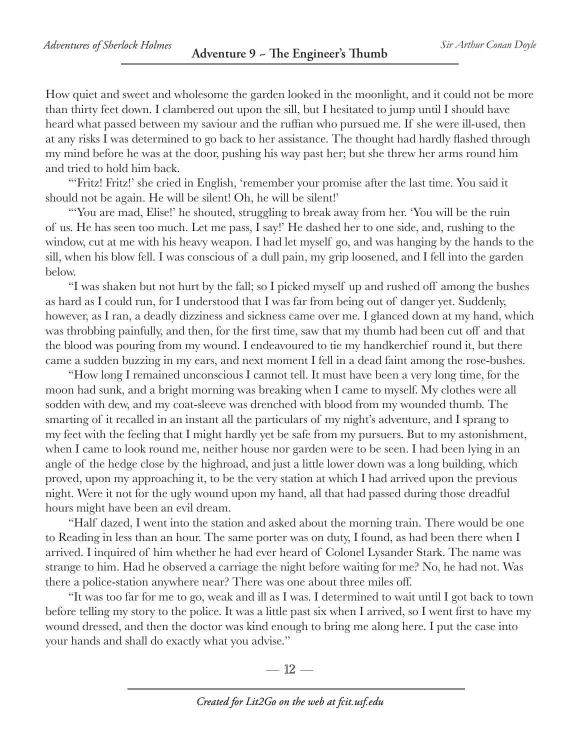How quiet and sweet and wholesome the garden looked in the moonlight, and it could not be more than thirty feet down. I clambered out upon the sill, but I hesitated to jump until I should have heard what passed between my saviour and the ruffian who pursued me. If she were ill-used, then at any risks I was determined to go back to her assistance. The thought had hardly flashed through my mind before he was at the door, pushing his way past her; but she threw her arms round him and tried to hold him back.

"'Fritz! Fritz!' she cried in English, 'remember your promise after the last time. You said it should not be again. He will be silent! Oh, he will be silent!'

"'You are mad, Elise!' he shouted, struggling to break away from her. 'You will be the ruin of us. He has seen too much. Let me pass, I say!' He dashed her to one side, and, rushing to the window, cut at me with his heavy weapon. I had let myself go, and was hanging by the hands to the sill, when his blow fell. I was conscious of a dull pain, my grip loosened, and I fell into the garden below.

"I was shaken but not hurt by the fall; so I picked myself up and rushed off among the bushes as hard as I could run, for I understood that I was far from being out of danger yet. Suddenly, however, as I ran, a deadly dizziness and sickness came over me. I glanced down at my hand, which was throbbing painfully, and then, for the first time, saw that my thumb had been cut off and that the blood was pouring from my wound. I endeavoured to tie my handkerchief round it, but there came a sudden buzzing in my ears, and next moment I fell in a dead faint among the rose-bushes.

"How long I remained unconscious I cannot tell. It must have been a very long time, for the moon had sunk, and a bright morning was breaking when I came to myself. My clothes were all sodden with dew, and my coat-sleeve was drenched with blood from my wounded thumb. The smarting of it recalled in an instant all the particulars of my night's adventure, and I sprang to my feet with the feeling that I might hardly yet be safe from my pursuers. But to my astonishment, when I came to look round me, neither house nor garden were to be seen. I had been lying in an angle of the hedge close by the highroad, and just a little lower down was a long building, which proved, upon my approaching it, to be the very station at which I had arrived upon the previous night. Were it not for the ugly wound upon my hand, all that had passed during those dreadful hours might have been an evil dream.

"Half dazed, I went into the station and asked about the morning train. There would be one to Reading in less than an hour. The same porter was on duty, I found, as had been there when I arrived. I inquired of him whether he had ever heard of Colonel Lysander Stark. The name was strange to him. Had he observed a carriage the night before waiting for me? No, he had not. Was there a police-station anywhere near? There was one about three miles off.

"It was too far for me to go, weak and ill as I was. I determined to wait until I got back to town before telling my story to the police. It was a little past six when I arrived, so I went first to have my wound dressed, and then the doctor was kind enough to bring me along here. I put the case into your hands and shall do exactly what you advise."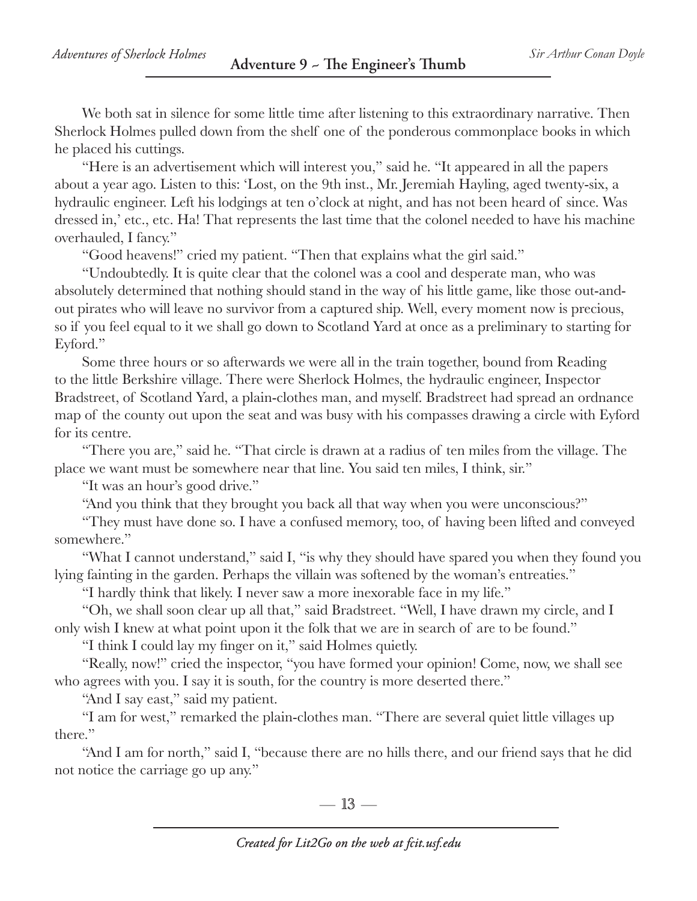We both sat in silence for some little time after listening to this extraordinary narrative. Then Sherlock Holmes pulled down from the shelf one of the ponderous commonplace books in which he placed his cuttings.

"Here is an advertisement which will interest you," said he. "It appeared in all the papers about a year ago. Listen to this: 'Lost, on the 9th inst., Mr. Jeremiah Hayling, aged twenty-six, a hydraulic engineer. Left his lodgings at ten o'clock at night, and has not been heard of since. Was dressed in,' etc., etc. Ha! That represents the last time that the colonel needed to have his machine overhauled, I fancy."

"Good heavens!" cried my patient. "Then that explains what the girl said."

"Undoubtedly. It is quite clear that the colonel was a cool and desperate man, who was absolutely determined that nothing should stand in the way of his little game, like those out-and-out pirates who will leave no survivor from a captured ship. Well, every moment now is precious, so if you feel equal to it we shall go down to Scotland Yard at once as a preliminary to starting for Eyford."

Some three hours or so afterwards we were all in the train together, bound from Reading to the little Berkshire village. There were Sherlock Holmes, the hydraulic engineer, Inspector Bradstreet, of Scotland Yard, a plain-clothes man, and myself. Bradstreet had spread an ordnance map of the county out upon the seat and was busy with his compasses drawing a circle with Eyford for its centre.

"There you are," said he. "That circle is drawn at a radius of ten miles from the village. The place we want must be somewhere near that line. You said ten miles, I think, sir."

"It was an hour's good drive."

"And you think that they brought you back all that way when you were unconscious?"

"They must have done so. I have a confused memory, too, of having been lifted and conveyed somewhere."

"What I cannot understand," said I, "is why they should have spared you when they found you lying fainting in the garden. Perhaps the villain was softened by the woman's entreaties."

"I hardly think that likely. I never saw a more inexorable face in my life."

"Oh, we shall soon clear up all that," said Bradstreet. "Well, I have drawn my circle, and I only wish I knew at what point upon it the folk that we are in search of are to be found."

"I think I could lay my finger on it," said Holmes quietly.

"Really, now!" cried the inspector, "you have formed your opinion! Come, now, we shall see who agrees with you. I say it is south, for the country is more deserted there."

"And I say east," said my patient.

"I am for west," remarked the plain-clothes man. "There are several quiet little villages up there."

"And I am for north," said I, "because there are no hills there, and our friend says that he did not notice the carriage go up any."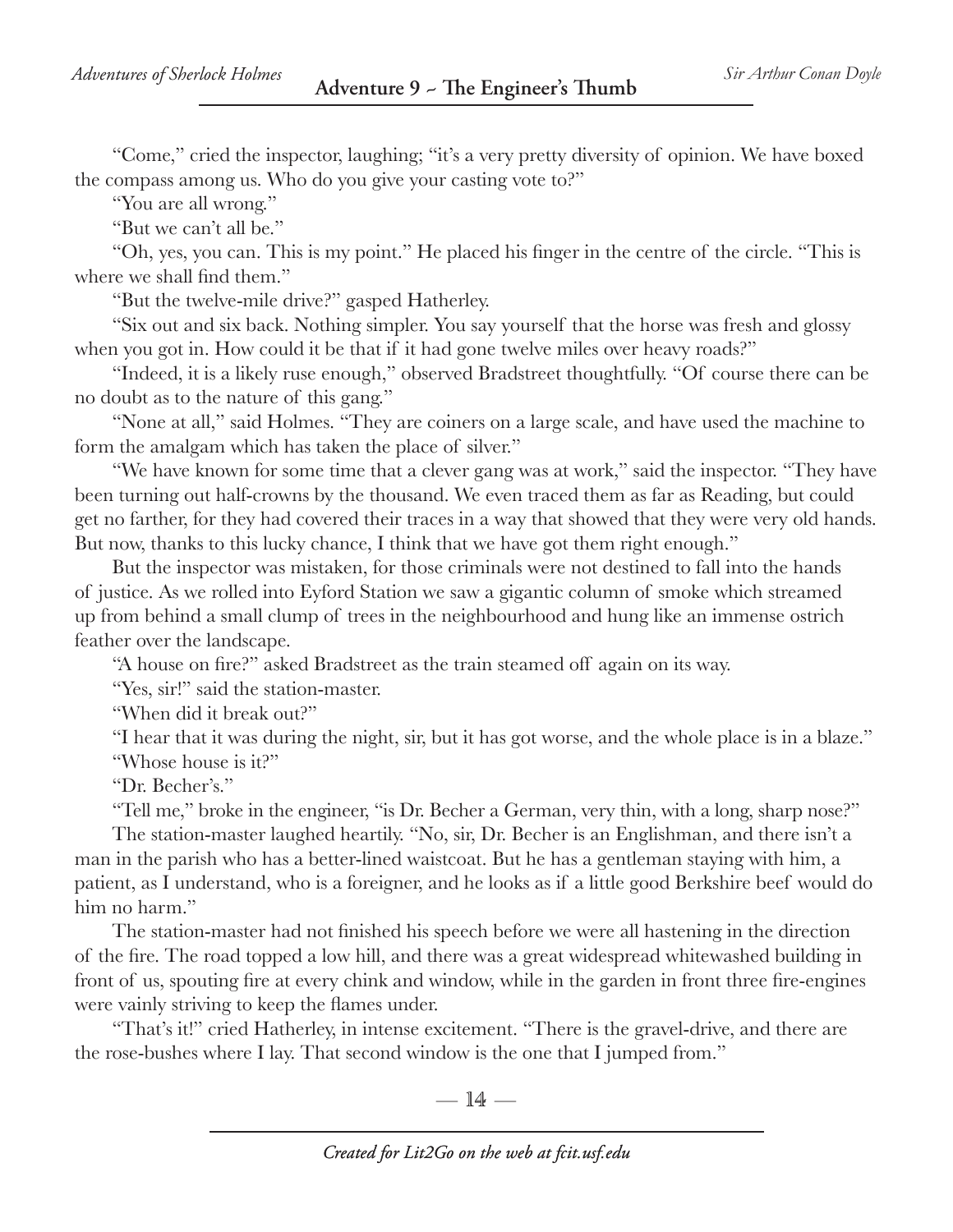"Come," cried the inspector, laughing; "it's a very pretty diversity of opinion. We have boxed the compass among us. Who do you give your casting vote to?"

"You are all wrong."

"But we can't all be."

"Oh, yes, you can. This is my point." He placed his finger in the centre of the circle. "This is where we shall find them."

"But the twelve-mile drive?" gasped Hatherley.

"Six out and six back. Nothing simpler. You say yourself that the horse was fresh and glossy when you got in. How could it be that if it had gone twelve miles over heavy roads?"

"Indeed, it is a likely ruse enough," observed Bradstreet thoughtfully. "Of course there can be no doubt as to the nature of this gang."

"None at all," said Holmes. "They are coiners on a large scale, and have used the machine to form the amalgam which has taken the place of silver."

"We have known for some time that a clever gang was at work," said the inspector. "They have been turning out half-crowns by the thousand. We even traced them as far as Reading, but could get no farther, for they had covered their traces in a way that showed that they were very old hands. But now, thanks to this lucky chance, I think that we have got them right enough."

But the inspector was mistaken, for those criminals were not destined to fall into the hands of justice. As we rolled into Eyford Station we saw a gigantic column of smoke which streamed up from behind a small clump of trees in the neighbourhood and hung like an immense ostrich feather over the landscape.

"A house on fire?" asked Bradstreet as the train steamed off again on its way.

"Yes, sir!" said the station-master.

"When did it break out?"

"I hear that it was during the night, sir, but it has got worse, and the whole place is in a blaze."

"Whose house is it?"

"Dr. Becher's."

"Tell me," broke in the engineer, "is Dr. Becher a German, very thin, with a long, sharp nose?"

The station-master laughed heartily. "No, sir, Dr. Becher is an Englishman, and there isn't a man in the parish who has a better-lined waistcoat. But he has a gentleman staying with him, a patient, as I understand, who is a foreigner, and he looks as if a little good Berkshire beef would do him no harm."

The station-master had not finished his speech before we were all hastening in the direction of the fire. The road topped a low hill, and there was a great widespread whitewashed building in front of us, spouting fire at every chink and window, while in the garden in front three fire-engines were vainly striving to keep the flames under.

"That's it!" cried Hatherley, in intense excitement. "There is the gravel-drive, and there are the rose-bushes where I lay. That second window is the one that I jumped from."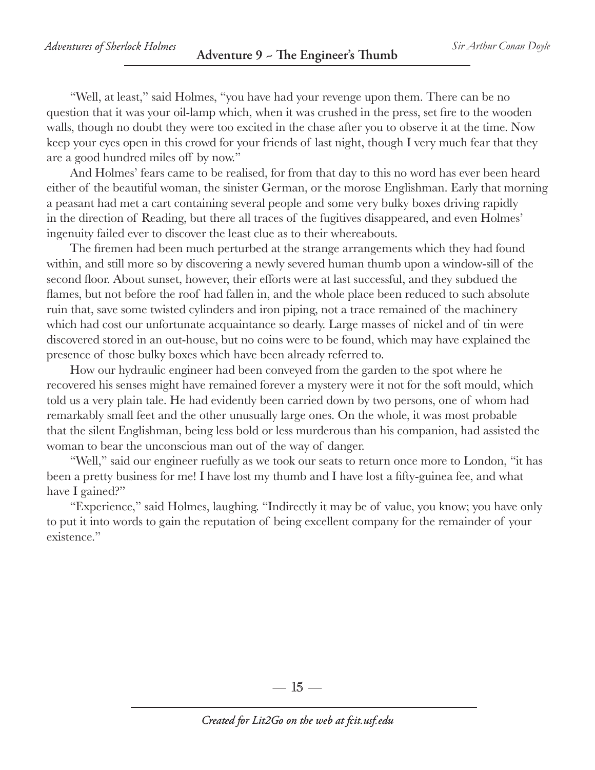"Well, at least," said Holmes, "you have had your revenge upon them. There can be no question that it was your oil-lamp which, when it was crushed in the press, set fire to the wooden walls, though no doubt they were too excited in the chase after you to observe it at the time. Now keep your eyes open in this crowd for your friends of last night, though I very much fear that they are a good hundred miles off by now."

And Holmes' fears came to be realised, for from that day to this no word has ever been heard either of the beautiful woman, the sinister German, or the morose Englishman. Early that morning a peasant had met a cart containing several people and some very bulky boxes driving rapidly in the direction of Reading, but there all traces of the fugitives disappeared, and even Holmes' ingenuity failed ever to discover the least clue as to their whereabouts.

The firemen had been much perturbed at the strange arrangements which they had found within, and still more so by discovering a newly severed human thumb upon a window-sill of the second floor. About sunset, however, their efforts were at last successful, and they subdued the flames, but not before the roof had fallen in, and the whole place been reduced to such absolute ruin that, save some twisted cylinders and iron piping, not a trace remained of the machinery which had cost our unfortunate acquaintance so dearly. Large masses of nickel and of tin were discovered stored in an out-house, but no coins were to be found, which may have explained the presence of those bulky boxes which have been already referred to.

How our hydraulic engineer had been conveyed from the garden to the spot where he recovered his senses might have remained forever a mystery were it not for the soft mould, which told us a very plain tale. He had evidently been carried down by two persons, one of whom had remarkably small feet and the other unusually large ones. On the whole, it was most probable that the silent Englishman, being less bold or less murderous than his companion, had assisted the woman to bear the unconscious man out of the way of danger.

"Well," said our engineer ruefully as we took our seats to return once more to London, "it has been a pretty business for me! I have lost my thumb and I have lost a fifty-guinea fee, and what have I gained?"

"Experience," said Holmes, laughing. "Indirectly it may be of value, you know; you have only to put it into words to gain the reputation of being excellent company for the remainder of your existence."